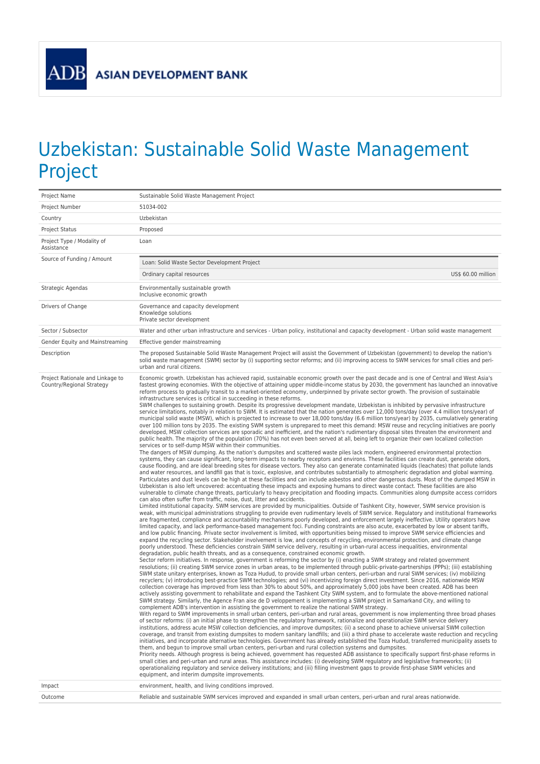ADB ASIAN DEVELOPMENT BANK

# Uzbekistan: Sustainable Solid Waste Management Project

| | |
|---|---|
| Project Name | Sustainable Solid Waste Management Project |
| Project Number | 51034-002 |
| Country | Uzbekistan |
| Project Status | Proposed |
| Project Type / Modality of Assistance | Loan |
| Source of Funding / Amount | Loan: Solid Waste Sector Development Project<br>Ordinary capital resources US$ 60.00 million |
| Strategic Agendas | Environmentally sustainable growth<br>Inclusive economic growth |
| Drivers of Change | Governance and capacity development<br>Knowledge solutions<br>Private sector development |
| Sector / Subsector | Water and other urban infrastructure and services - Urban policy, institutional and capacity development - Urban solid waste management |
| Gender Equity and Mainstreaming | Effective gender mainstreaming |
| Description | The proposed Sustainable Solid Waste Management Project will assist the Government of Uzbekistan (government) to develop the nation's solid waste management (SWM) sector by (i) supporting sector reforms; and (ii) improving access to SWM services for small cities and peri-urban and rural citizens. |
| Project Rationale and Linkage to Country/Regional Strategy | Economic growth. Uzbekistan has achieved rapid, sustainable economic growth over the past decade and is one of Central and West Asia's fastest growing economies. With the objective of attaining upper middle-income status by 2030, the government has launched an innovative reform process to gradually transit to a market-oriented economy, underpinned by private sector growth. The provision of sustainable infrastructure services is critical in succeeding in these reforms.<br>SWM challenges to sustaining growth. Despite its progressive development mandate, Uzbekistan is inhibited by pervasive infrastructure service limitations, notably in relation to SWM. It is estimated that the nation generates over 12,000 tons/day (over 4.4 million tons/year) of municipal solid waste (MSW), which is projected to increase to over 18,000 tons/day (6.6 million tons/year) by 2035, cumulatively generating over 100 million tons by 2035. The existing SWM system is unprepared to meet this demand: MSW reuse and recycling initiatives are poorly developed, MSW collection services are sporadic and inefficient, and the nation's rudimentary disposal sites threaten the environment and public health. The majority of the population (70%) has not even been served at all, being left to organize their own localized collection services or to self-dump MSW within their communities.<br>The dangers of MSW dumping. As the nation's dumpsites and scattered waste piles lack modern, engineered environmental protection systems, they can cause significant, long-term impacts to nearby receptors and environs. These facilities can create dust, generate odors, cause flooding, and are ideal breeding sites for disease vectors. They also can generate contaminated liquids (leachates) that pollute lands and water resources, and landfill gas that is toxic, explosive, and contributes substantially to atmospheric degradation and global warming. Particulates and dust levels can be high at these facilities and can include asbestos and other dangerous dusts. Most of the dumped MSW in Uzbekistan is also left uncovered: accentuating these impacts and exposing humans to direct waste contact. These facilities are also vulnerable to climate change threats, particularly to heavy precipitation and flooding impacts. Communities along dumpsite access corridors can also often suffer from traffic, noise, dust, litter and accidents.<br>Limited institutional capacity. SWM services are provided by municipalities. Outside of Tashkent City, however, SWM service provision is weak, with municipal administrations struggling to provide even rudimentary levels of SWM service. Regulatory and institutional frameworks are fragmented, compliance and accountability mechanisms poorly developed, and enforcement largely ineffective. Utility operators have limited capacity, and lack performance-based management foci. Funding constraints are also acute, exacerbated by low or absent tariffs, and low public financing. Private sector involvement is limited, with opportunities being missed to improve SWM service efficiencies and expand the recycling sector. Stakeholder involvement is low, and concepts of recycling, environmental protection, and climate change poorly understood. These deficiencies constrain SWM service delivery, resulting in urban-rural access inequalities, environmental degradation, public health threats, and as a consequence, constrained economic growth.<br>Sector reform initiatives. In response, government is reforming the sector by (i) enacting a SWM strategy and related government resolutions; (ii) creating SWM service zones in urban areas, to be implemented through public-private-partnerships (PPPs); (iii) establishing SWM state unitary enterprises, known as Toza Hudud, to provide small urban centers, peri-urban and rural SWM services; (iv) mobilizing recyclers; (v) introducing best-practice SWM technologies; and (vi) incentivizing foreign direct investment. Since 2016, nationwide MSW collection coverage has improved from less than 30% to about 50%, and approximately 5,000 jobs have been created. ADB has been actively assisting government to rehabilitate and expand the Tashkent City SWM system, and to formulate the above-mentioned national SWM strategy. Similarly, the Agence Fran aise de D veloppement is implementing a SWM project in Samarkand City, and willing to complement ADB's intervention in assisting the government to realize the national SWM strategy.<br>With regard to SWM improvements in small urban centers, peri-urban and rural areas, government is now implementing three broad phases of sector reforms: (i) an initial phase to strengthen the regulatory framework, rationalize and operationalize SWM service delivery institutions, address acute MSW collection deficiencies, and improve dumpsites; (ii) a second phase to achieve universal SWM collection coverage, and transit from existing dumpsites to modern sanitary landfills; and (iii) a third phase to accelerate waste reduction and recycling initiatives, and incorporate alternative technologies. Government has already established the Toza Hudud, transferred municipality assets to them, and begun to improve small urban centers, peri-urban and rural collection systems and dumpsites.<br>Priority needs. Although progress is being achieved, government has requested ADB assistance to specifically support first-phase reforms in small cities and peri-urban and rural areas. This assistance includes: (i) developing SWM regulatory and legislative frameworks; (ii) operationalizing regulatory and service delivery institutions; and (iii) filling investment gaps to provide first-phase SWM vehicles and equipment, and interim dumpsite improvements. |
| Impact | environment, health, and living conditions improved. |
| Outcome | Reliable and sustainable SWM services improved and expanded in small urban centers, peri-urban and rural areas nationwide. |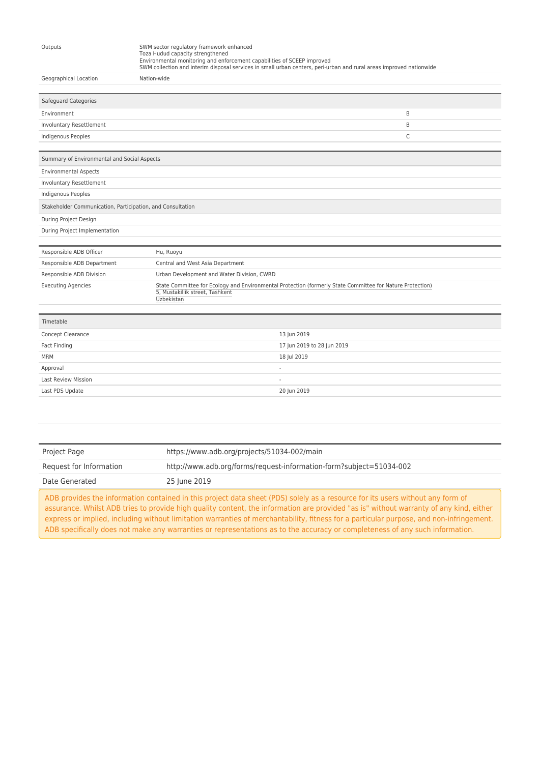| | |
|---|---|
| Outputs | SWM sector regulatory framework enhanced<br>Toza Hudud capacity strengthened<br>Environmental monitoring and enforcement capabilities of SCEEP improved<br>SWM collection and interim disposal services in small urban centers, peri-urban and rural areas improved nationwide |
| Geographical Location | Nation-wide |

| Safeguard Categories | |
|---|---|
| Environment | B |
| Involuntary Resettlement | B |
| Indigenous Peoples | C |

| Summary of Environmental and Social Aspects | |
|---|---|
| Environmental Aspects | |
| Involuntary Resettlement | |
| Indigenous Peoples | |
| **Stakeholder Communication, Participation, and Consultation** | |
| During Project Design | |
| During Project Implementation | |

| | |
|---|---|
| Responsible ADB Officer | Hu, Ruoyu |
| Responsible ADB Department | Central and West Asia Department |
| Responsible ADB Division | Urban Development and Water Division, CWRD |
| Executing Agencies | State Committee for Ecology and Environmental Protection (formerly State Committee for Nature Protection)<br>5, Mustakillik street, Tashkent<br>Uzbekistan |

| Timetable | |
|---|---|
| Concept Clearance | 13 Jun 2019 |
| Fact Finding | 17 Jun 2019 to 28 Jun 2019 |
| MRM | 18 Jul 2019 |
| Approval | - |
| Last Review Mission | - |
| Last PDS Update | 20 Jun 2019 |

| | |
|---|---|
| Project Page | https://www.adb.org/projects/51034-002/main |
| Request for Information | http://www.adb.org/forms/request-information-form?subject=51034-002 |
| Date Generated | 25 June 2019 |

ADB provides the information contained in this project data sheet (PDS) solely as a resource for its users without any form of assurance. Whilst ADB tries to provide high quality content, the information are provided "as is" without warranty of any kind, either express or implied, including without limitation warranties of merchantability, fitness for a particular purpose, and non-infringement. ADB specifically does not make any warranties or representations as to the accuracy or completeness of any such information.